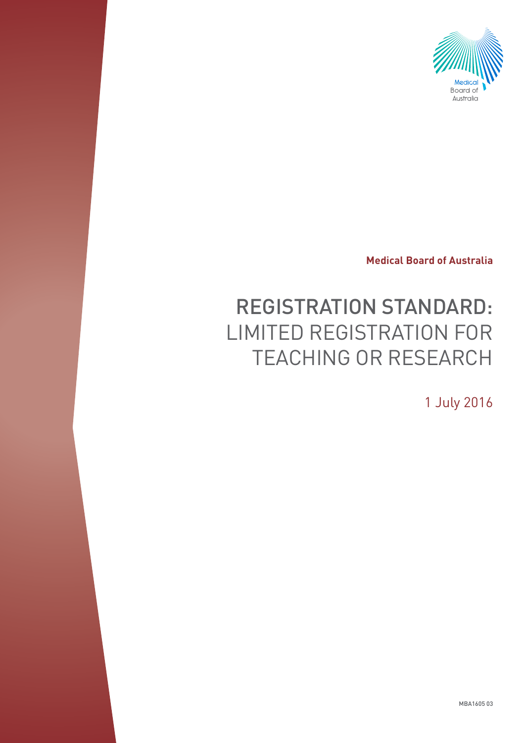Medical Board of Australia

# REGISTRATION STANDARD: LIMITED REGISTRATION FOR TEACHING OR RESEARCH

1 July 2016

MBA1605 03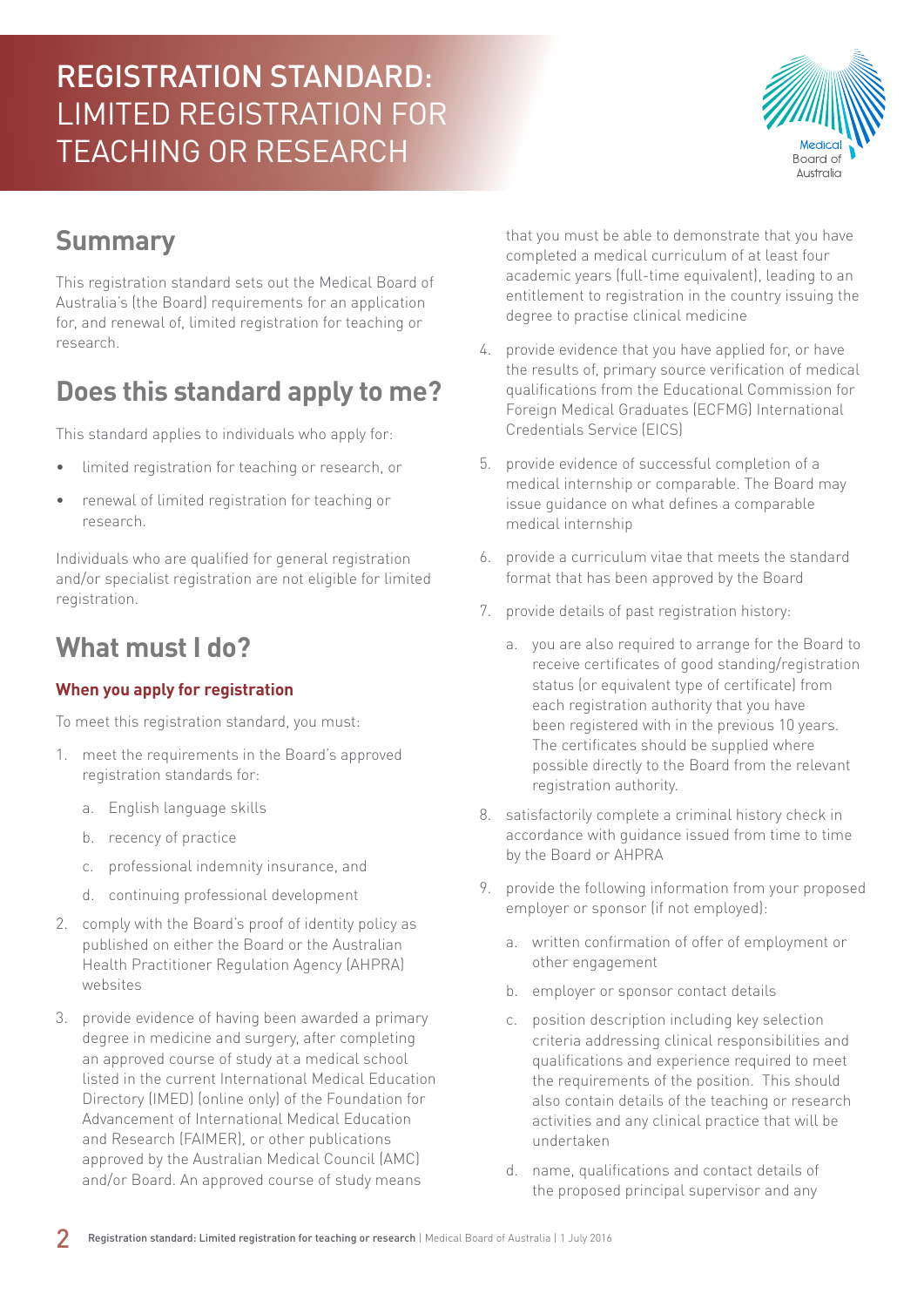# REGISTRATION STANDARD: LIMITED REGISTRATION FOR TEACHING OR RESEARCH

## Summary

This registration standard sets out the Medical Board of Australia's (the Board) requirements for an application for, and renewal of, limited registration for teaching or research.

## Does this standard apply to me?

This standard applies to individuals who apply for:

- limited registration for teaching or research, or
- renewal of limited registration for teaching or research.

Individuals who are qualified for general registration and/or specialist registration are not eligible for limited registration.

## What must I do?

### When you apply for registration

To meet this registration standard, you must:

1. meet the requirements in the Board's approved registration standards for:
   a. English language skills
   b. recency of practice
   c. professional indemnity insurance, and
   d. continuing professional development
2. comply with the Board's proof of identity policy as published on either the Board or the Australian Health Practitioner Regulation Agency (AHPRA) websites
3. provide evidence of having been awarded a primary degree in medicine and surgery, after completing an approved course of study at a medical school listed in the current International Medical Education Directory (IMED) (online only) of the Foundation for Advancement of International Medical Education and Research (FAIMER), or other publications approved by the Australian Medical Council (AMC) and/or Board. An approved course of study means that you must be able to demonstrate that you have completed a medical curriculum of at least four academic years (full-time equivalent), leading to an entitlement to registration in the country issuing the degree to practise clinical medicine
4. provide evidence that you have applied for, or have the results of, primary source verification of medical qualifications from the Educational Commission for Foreign Medical Graduates (ECFMG) International Credentials Service (EICS)
5. provide evidence of successful completion of a medical internship or comparable. The Board may issue guidance on what defines a comparable medical internship
6. provide a curriculum vitae that meets the standard format that has been approved by the Board
7. provide details of past registration history:
   a. you are also required to arrange for the Board to receive certificates of good standing/registration status (or equivalent type of certificate) from each registration authority that you have been registered with in the previous 10 years. The certificates should be supplied where possible directly to the Board from the relevant registration authority.
8. satisfactorily complete a criminal history check in accordance with guidance issued from time to time by the Board or AHPRA
9. provide the following information from your proposed employer or sponsor (if not employed):
   a. written confirmation of offer of employment or other engagement
   b. employer or sponsor contact details
   c. position description including key selection criteria addressing clinical responsibilities and qualifications and experience required to meet the requirements of the position. This should also contain details of the teaching or research activities and any clinical practice that will be undertaken
   d. name, qualifications and contact details of the proposed principal supervisor and any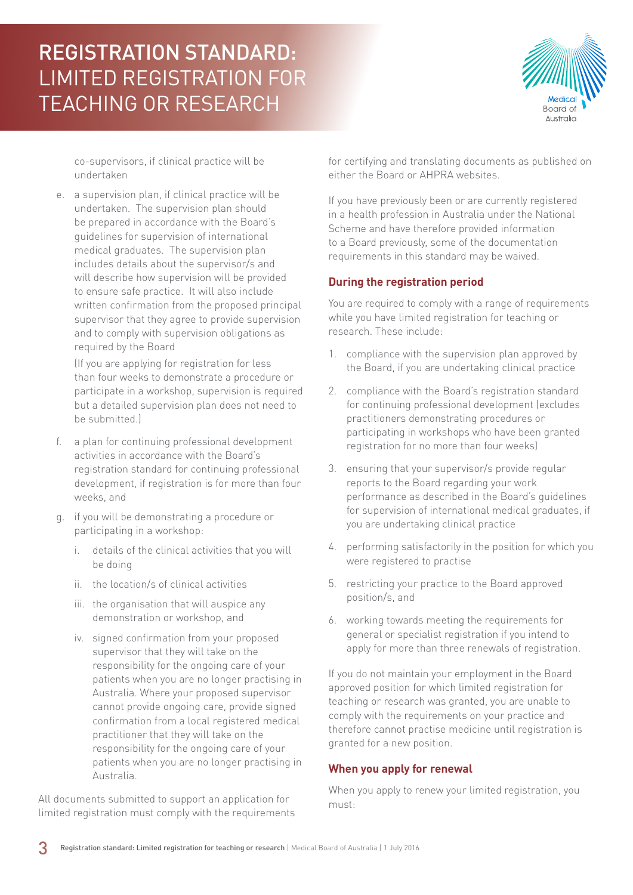co-supervisors, if clinical practice will be undertaken

e. a supervision plan, if clinical practice will be undertaken. The supervision plan should be prepared in accordance with the Board's guidelines for supervision of international medical graduates. The supervision plan includes details about the supervisor/s and will describe how supervision will be provided to ensure safe practice. It will also include written confirmation from the proposed principal supervisor that they agree to provide supervision and to comply with supervision obligations as required by the Board

   (If you are applying for registration for less than four weeks to demonstrate a procedure or participate in a workshop, supervision is required but a detailed supervision plan does not need to be submitted.)

f. a plan for continuing professional development activities in accordance with the Board's registration standard for continuing professional development, if registration is for more than four weeks, and

g. if you will be demonstrating a procedure or participating in a workshop:

   i. details of the clinical activities that you will be doing

   ii. the location/s of clinical activities

   iii. the organisation that will auspice any demonstration or workshop, and

   iv. signed confirmation from your proposed supervisor that they will take on the responsibility for the ongoing care of your patients when you are no longer practising in Australia. Where your proposed supervisor cannot provide ongoing care, provide signed confirmation from a local registered medical practitioner that they will take on the responsibility for the ongoing care of your patients when you are no longer practising in Australia.

All documents submitted to support an application for limited registration must comply with the requirements for certifying and translating documents as published on either the Board or AHPRA websites.

If you have previously been or are currently registered in a health profession in Australia under the National Scheme and have therefore provided information to a Board previously, some of the documentation requirements in this standard may be waived.

### During the registration period

You are required to comply with a range of requirements while you have limited registration for teaching or research. These include:

1. compliance with the supervision plan approved by the Board, if you are undertaking clinical practice
2. compliance with the Board's registration standard for continuing professional development (excludes practitioners demonstrating procedures or participating in workshops who have been granted registration for no more than four weeks)
3. ensuring that your supervisor/s provide regular reports to the Board regarding your work performance as described in the Board's guidelines for supervision of international medical graduates, if you are undertaking clinical practice
4. performing satisfactorily in the position for which you were registered to practise
5. restricting your practice to the Board approved position/s, and
6. working towards meeting the requirements for general or specialist registration if you intend to apply for more than three renewals of registration.

If you do not maintain your employment in the Board approved position for which limited registration for teaching or research was granted, you are unable to comply with the requirements on your practice and therefore cannot practise medicine until registration is granted for a new position.

### When you apply for renewal

When you apply to renew your limited registration, you must: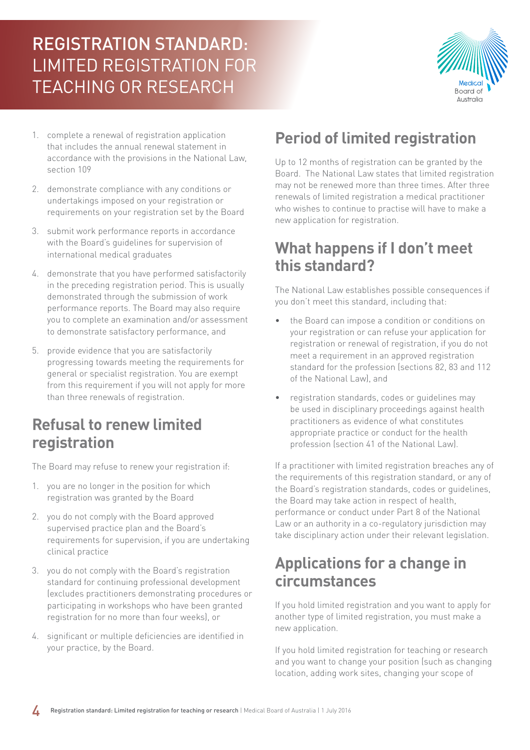1. complete a renewal of registration application that includes the annual renewal statement in accordance with the provisions in the National Law, section 109
2. demonstrate compliance with any conditions or undertakings imposed on your registration or requirements on your registration set by the Board
3. submit work performance reports in accordance with the Board's guidelines for supervision of international medical graduates
4. demonstrate that you have performed satisfactorily in the preceding registration period. This is usually demonstrated through the submission of work performance reports. The Board may also require you to complete an examination and/or assessment to demonstrate satisfactory performance, and
5. provide evidence that you are satisfactorily progressing towards meeting the requirements for general or specialist registration. You are exempt from this requirement if you will not apply for more than three renewals of registration.

## Refusal to renew limited registration

The Board may refuse to renew your registration if:

1. you are no longer in the position for which registration was granted by the Board
2. you do not comply with the Board approved supervised practice plan and the Board's requirements for supervision, if you are undertaking clinical practice
3. you do not comply with the Board's registration standard for continuing professional development (excludes practitioners demonstrating procedures or participating in workshops who have been granted registration for no more than four weeks), or
4. significant or multiple deficiencies are identified in your practice, by the Board.

## Period of limited registration

Up to 12 months of registration can be granted by the Board. The National Law states that limited registration may not be renewed more than three times. After three renewals of limited registration a medical practitioner who wishes to continue to practise will have to make a new application for registration.

## What happens if I don't meet this standard?

The National Law establishes possible consequences if you don't meet this standard, including that:

- the Board can impose a condition or conditions on your registration or can refuse your application for registration or renewal of registration, if you do not meet a requirement in an approved registration standard for the profession (sections 82, 83 and 112 of the National Law), and
- registration standards, codes or guidelines may be used in disciplinary proceedings against health practitioners as evidence of what constitutes appropriate practice or conduct for the health profession (section 41 of the National Law).

If a practitioner with limited registration breaches any of the requirements of this registration standard, or any of the Board's registration standards, codes or guidelines, the Board may take action in respect of health, performance or conduct under Part 8 of the National Law or an authority in a co-regulatory jurisdiction may take disciplinary action under their relevant legislation.

## Applications for a change in circumstances

If you hold limited registration and you want to apply for another type of limited registration, you must make a new application.

If you hold limited registration for teaching or research and you want to change your position (such as changing location, adding work sites, changing your scope of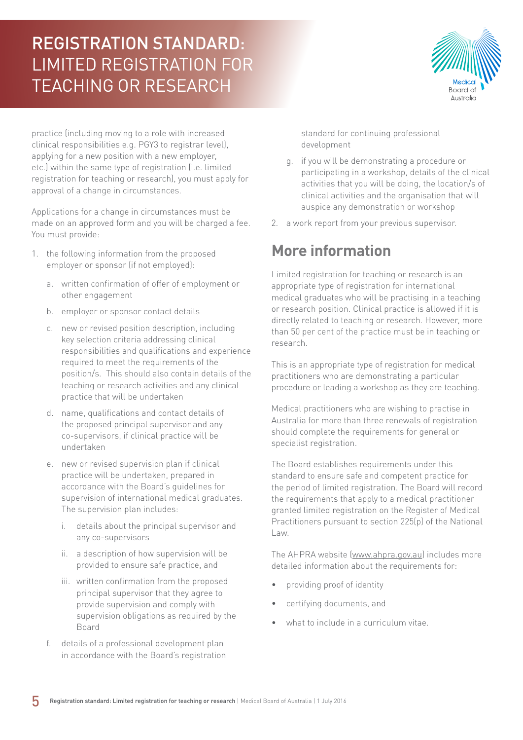practice (including moving to a role with increased clinical responsibilities e.g. PGY3 to registrar level), applying for a new position with a new employer, etc.) within the same type of registration (i.e. limited registration for teaching or research), you must apply for approval of a change in circumstances.

Applications for a change in circumstances must be made on an approved form and you will be charged a fee. You must provide:

1. the following information from the proposed employer or sponsor (if not employed):
    a. written confirmation of offer of employment or other engagement
    b. employer or sponsor contact details
    c. new or revised position description, including key selection criteria addressing clinical responsibilities and qualifications and experience required to meet the requirements of the position/s. This should also contain details of the teaching or research activities and any clinical practice that will be undertaken
    d. name, qualifications and contact details of the proposed principal supervisor and any co-supervisors, if clinical practice will be undertaken
    e. new or revised supervision plan if clinical practice will be undertaken, prepared in accordance with the Board's guidelines for supervision of international medical graduates. The supervision plan includes:
        i. details about the principal supervisor and any co-supervisors
        ii. a description of how supervision will be provided to ensure safe practice, and
        iii. written confirmation from the proposed principal supervisor that they agree to provide supervision and comply with supervision obligations as required by the Board
    f. details of a professional development plan in accordance with the Board's registration standard for continuing professional development
    g. if you will be demonstrating a procedure or participating in a workshop, details of the clinical activities that you will be doing, the location/s of clinical activities and the organisation that will auspice any demonstration or workshop
2. a work report from your previous supervisor.

## More information

Limited registration for teaching or research is an appropriate type of registration for international medical graduates who will be practising in a teaching or research position. Clinical practice is allowed if it is directly related to teaching or research. However, more than 50 per cent of the practice must be in teaching or research.

This is an appropriate type of registration for medical practitioners who are demonstrating a particular procedure or leading a workshop as they are teaching.

Medical practitioners who are wishing to practise in Australia for more than three renewals of registration should complete the requirements for general or specialist registration.

The Board establishes requirements under this standard to ensure safe and competent practice for the period of limited registration. The Board will record the requirements that apply to a medical practitioner granted limited registration on the Register of Medical Practitioners pursuant to section 225(p) of the National Law.

The AHPRA website (www.ahpra.gov.au) includes more detailed information about the requirements for:

- providing proof of identity
- certifying documents, and
- what to include in a curriculum vitae.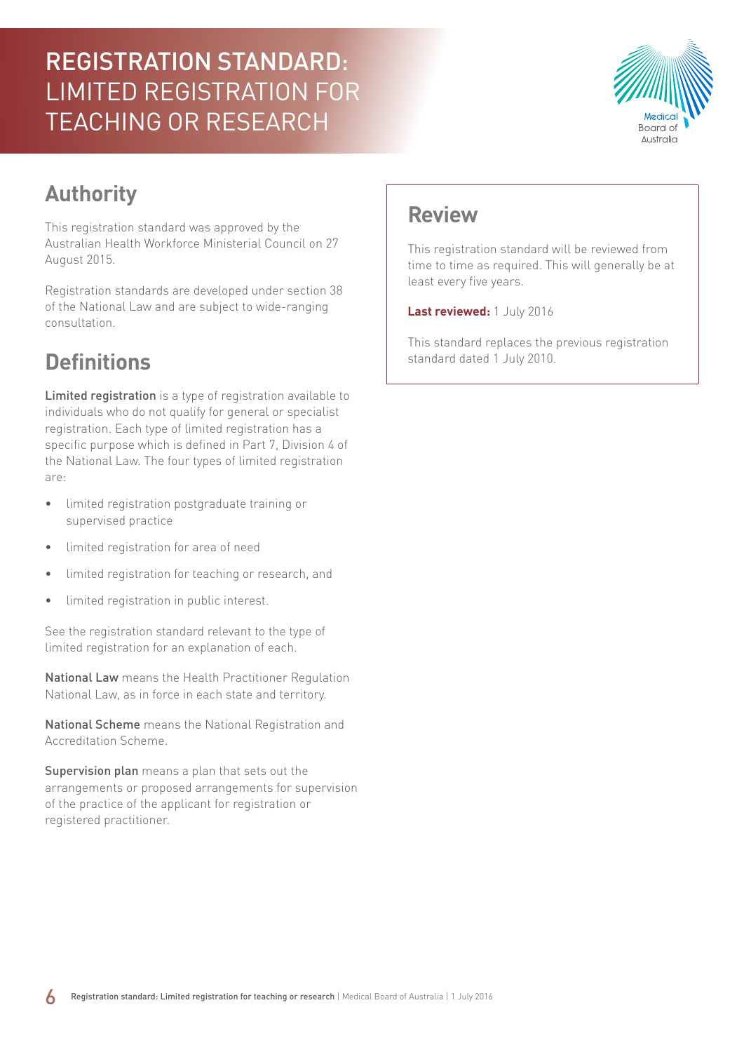# REGISTRATION STANDARD: LIMITED REGISTRATION FOR TEACHING OR RESEARCH

## Authority

This registration standard was approved by the Australian Health Workforce Ministerial Council on 27 August 2015.

Registration standards are developed under section 38 of the National Law and are subject to wide-ranging consultation.

## Definitions

**Limited registration** is a type of registration available to individuals who do not qualify for general or specialist registration. Each type of limited registration has a specific purpose which is defined in Part 7, Division 4 of the National Law. The four types of limited registration are:

- limited registration postgraduate training or supervised practice
- limited registration for area of need
- limited registration for teaching or research, and
- limited registration in public interest.

See the registration standard relevant to the type of limited registration for an explanation of each.

**National Law** means the Health Practitioner Regulation National Law, as in force in each state and territory.

**National Scheme** means the National Registration and Accreditation Scheme.

**Supervision plan** means a plan that sets out the arrangements or proposed arrangements for supervision of the practice of the applicant for registration or registered practitioner.

## Review

This registration standard will be reviewed from time to time as required. This will generally be at least every five years.

**Last reviewed:** 1 July 2016

This standard replaces the previous registration standard dated 1 July 2010.